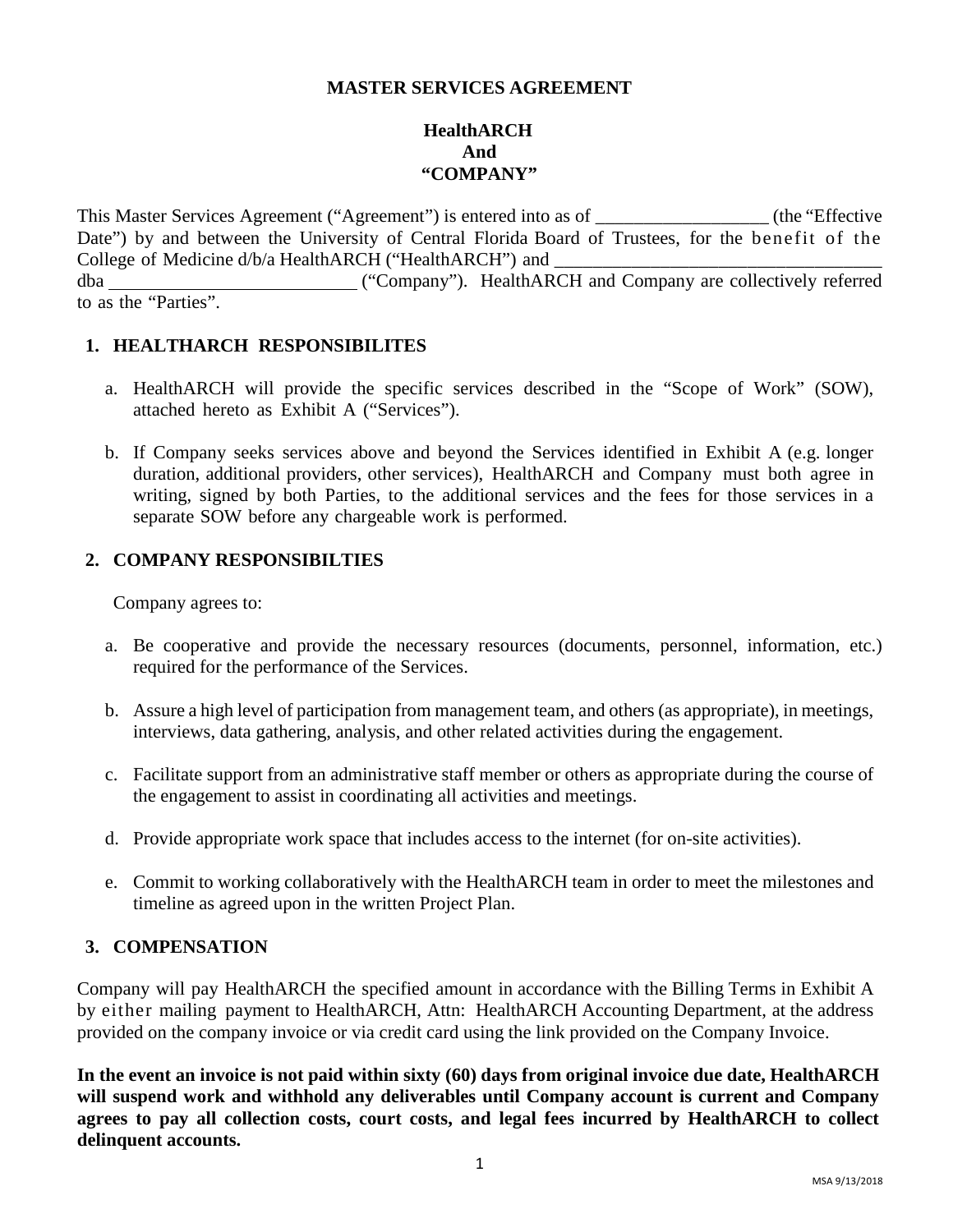# MASTER SERVICES AGREEMENT

**HealthARCH**
**And**
**"COMPANY"**

This Master Services Agreement ("Agreement") is entered into as of __________________ (the "Effective Date") by and between the University of Central Florida Board of Trustees, for the benefit of the College of Medicine d/b/a HealthARCH ("HealthARCH") and ___________________________________ dba __________________________ ("Company"). HealthARCH and Company are collectively referred to as the "Parties".

## 1. HEALTHARCH RESPONSIBILITES

a. HealthARCH will provide the specific services described in the "Scope of Work" (SOW), attached hereto as Exhibit A ("Services").

b. If Company seeks services above and beyond the Services identified in Exhibit A (e.g. longer duration, additional providers, other services), HealthARCH and Company must both agree in writing, signed by both Parties, to the additional services and the fees for those services in a separate SOW before any chargeable work is performed.

## 2. COMPANY RESPONSIBILTIES

Company agrees to:

a. Be cooperative and provide the necessary resources (documents, personnel, information, etc.) required for the performance of the Services.

b. Assure a high level of participation from management team, and others (as appropriate), in meetings, interviews, data gathering, analysis, and other related activities during the engagement.

c. Facilitate support from an administrative staff member or others as appropriate during the course of the engagement to assist in coordinating all activities and meetings.

d. Provide appropriate work space that includes access to the internet (for on-site activities).

e. Commit to working collaboratively with the HealthARCH team in order to meet the milestones and timeline as agreed upon in the written Project Plan.

## 3. COMPENSATION

Company will pay HealthARCH the specified amount in accordance with the Billing Terms in Exhibit A by either mailing payment to HealthARCH, Attn: HealthARCH Accounting Department, at the address provided on the company invoice or via credit card using the link provided on the Company Invoice.

**In the event an invoice is not paid within sixty (60) days from original invoice due date, HealthARCH will suspend work and withhold any deliverables until Company account is current and Company agrees to pay all collection costs, court costs, and legal fees incurred by HealthARCH to collect delinquent accounts.**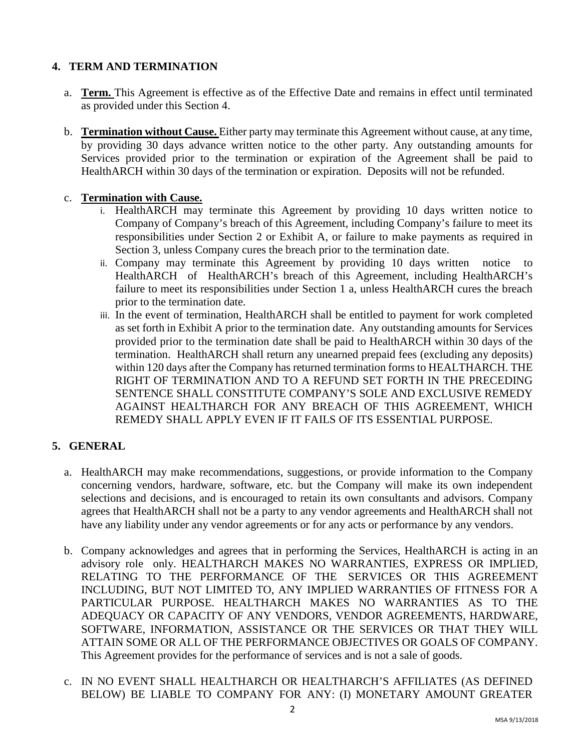## 4. TERM AND TERMINATION

a. **Term.** This Agreement is effective as of the Effective Date and remains in effect until terminated as provided under this Section 4.

b. **Termination without Cause.** Either party may terminate this Agreement without cause, at any time, by providing 30 days advance written notice to the other party. Any outstanding amounts for Services provided prior to the termination or expiration of the Agreement shall be paid to HealthARCH within 30 days of the termination or expiration. Deposits will not be refunded.

c. **Termination with Cause.**

   i. HealthARCH may terminate this Agreement by providing 10 days written notice to Company of Company's breach of this Agreement, including Company's failure to meet its responsibilities under Section 2 or Exhibit A, or failure to make payments as required in Section 3, unless Company cures the breach prior to the termination date.

   ii. Company may terminate this Agreement by providing 10 days written notice to HealthARCH of HealthARCH's breach of this Agreement, including HealthARCH's failure to meet its responsibilities under Section 1 a, unless HealthARCH cures the breach prior to the termination date.

   iii. In the event of termination, HealthARCH shall be entitled to payment for work completed as set forth in Exhibit A prior to the termination date. Any outstanding amounts for Services provided prior to the termination date shall be paid to HealthARCH within 30 days of the termination. HealthARCH shall return any unearned prepaid fees (excluding any deposits) within 120 days after the Company has returned termination forms to HEALTHARCH. THE RIGHT OF TERMINATION AND TO A REFUND SET FORTH IN THE PRECEDING SENTENCE SHALL CONSTITUTE COMPANY'S SOLE AND EXCLUSIVE REMEDY AGAINST HEALTHARCH FOR ANY BREACH OF THIS AGREEMENT, WHICH REMEDY SHALL APPLY EVEN IF IT FAILS OF ITS ESSENTIAL PURPOSE.

## 5. GENERAL

a. HealthARCH may make recommendations, suggestions, or provide information to the Company concerning vendors, hardware, software, etc. but the Company will make its own independent selections and decisions, and is encouraged to retain its own consultants and advisors. Company agrees that HealthARCH shall not be a party to any vendor agreements and HealthARCH shall not have any liability under any vendor agreements or for any acts or performance by any vendors.

b. Company acknowledges and agrees that in performing the Services, HealthARCH is acting in an advisory role only. HEALTHARCH MAKES NO WARRANTIES, EXPRESS OR IMPLIED, RELATING TO THE PERFORMANCE OF THE SERVICES OR THIS AGREEMENT INCLUDING, BUT NOT LIMITED TO, ANY IMPLIED WARRANTIES OF FITNESS FOR A PARTICULAR PURPOSE. HEALTHARCH MAKES NO WARRANTIES AS TO THE ADEQUACY OR CAPACITY OF ANY VENDORS, VENDOR AGREEMENTS, HARDWARE, SOFTWARE, INFORMATION, ASSISTANCE OR THE SERVICES OR THAT THEY WILL ATTAIN SOME OR ALL OF THE PERFORMANCE OBJECTIVES OR GOALS OF COMPANY. This Agreement provides for the performance of services and is not a sale of goods.

c. IN NO EVENT SHALL HEALTHARCH OR HEALTHARCH'S AFFILIATES (AS DEFINED BELOW) BE LIABLE TO COMPANY FOR ANY: (I) MONETARY AMOUNT GREATER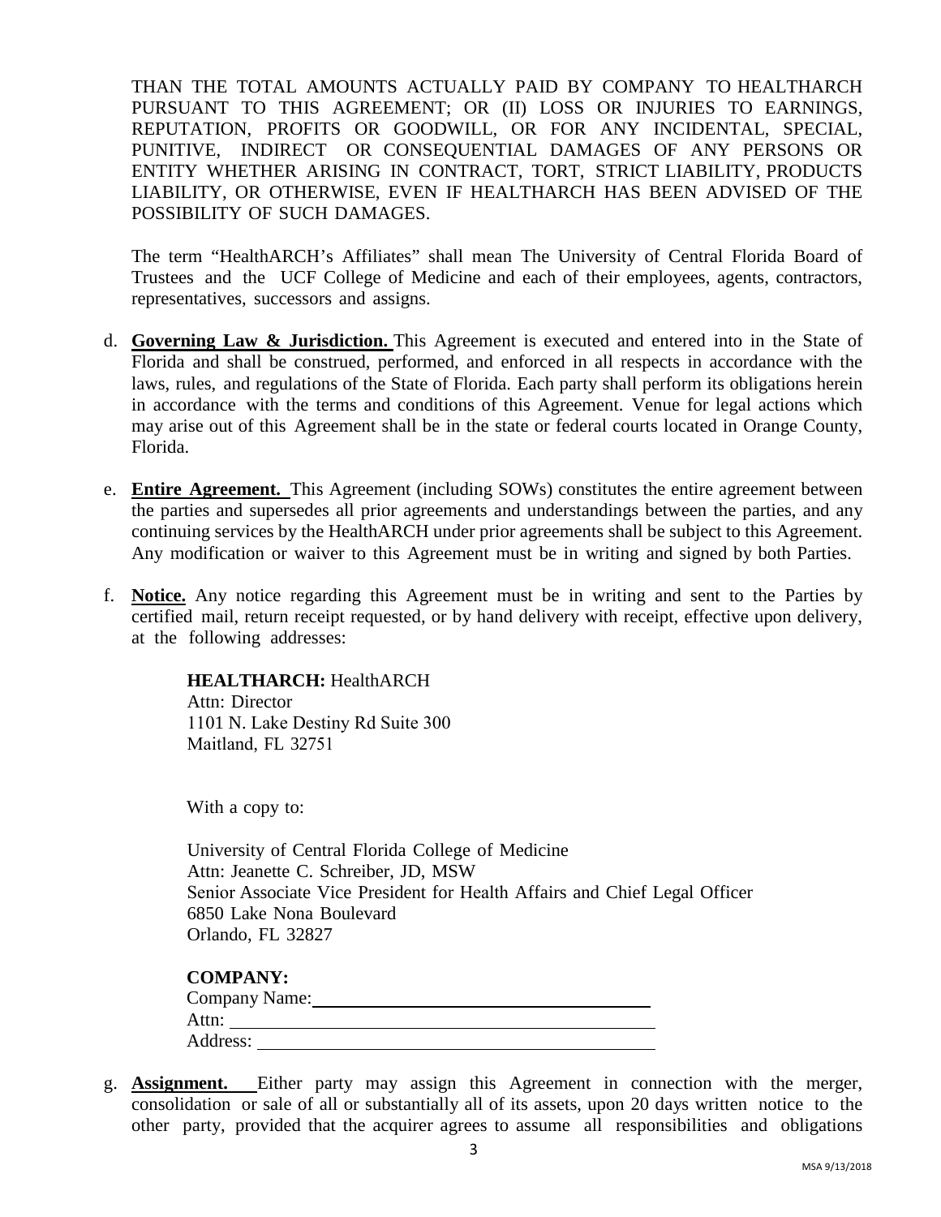THAN THE TOTAL AMOUNTS ACTUALLY PAID BY COMPANY TO HEALTHARCH PURSUANT TO THIS AGREEMENT; OR (II) LOSS OR INJURIES TO EARNINGS, REPUTATION, PROFITS OR GOODWILL, OR FOR ANY INCIDENTAL, SPECIAL, PUNITIVE, INDIRECT OR CONSEQUENTIAL DAMAGES OF ANY PERSONS OR ENTITY WHETHER ARISING IN CONTRACT, TORT, STRICT LIABILITY, PRODUCTS LIABILITY, OR OTHERWISE, EVEN IF HEALTHARCH HAS BEEN ADVISED OF THE POSSIBILITY OF SUCH DAMAGES.

The term "HealthARCH's Affiliates" shall mean The University of Central Florida Board of Trustees and the UCF College of Medicine and each of their employees, agents, contractors, representatives, successors and assigns.

d. **Governing Law & Jurisdiction.** This Agreement is executed and entered into in the State of Florida and shall be construed, performed, and enforced in all respects in accordance with the laws, rules, and regulations of the State of Florida. Each party shall perform its obligations herein in accordance with the terms and conditions of this Agreement. Venue for legal actions which may arise out of this Agreement shall be in the state or federal courts located in Orange County, Florida.

e. **Entire Agreement.** This Agreement (including SOWs) constitutes the entire agreement between the parties and supersedes all prior agreements and understandings between the parties, and any continuing services by the HealthARCH under prior agreements shall be subject to this Agreement. Any modification or waiver to this Agreement must be in writing and signed by both Parties.

f. **Notice.** Any notice regarding this Agreement must be in writing and sent to the Parties by certified mail, return receipt requested, or by hand delivery with receipt, effective upon delivery, at the following addresses:

   **HEALTHARCH:** HealthARCH
   Attn: Director
   1101 N. Lake Destiny Rd Suite 300
   Maitland, FL 32751

   With a copy to:

   University of Central Florida College of Medicine
   Attn: Jeanette C. Schreiber, JD, MSW
   Senior Associate Vice President for Health Affairs and Chief Legal Officer
   6850 Lake Nona Boulevard
   Orlando, FL 32827

   **COMPANY:**
   Company Name: ______________________________
   Attn: ______________________________
   Address: ______________________________

g. **Assignment.** Either party may assign this Agreement in connection with the merger, consolidation or sale of all or substantially all of its assets, upon 20 days written notice to the other party, provided that the acquirer agrees to assume all responsibilities and obligations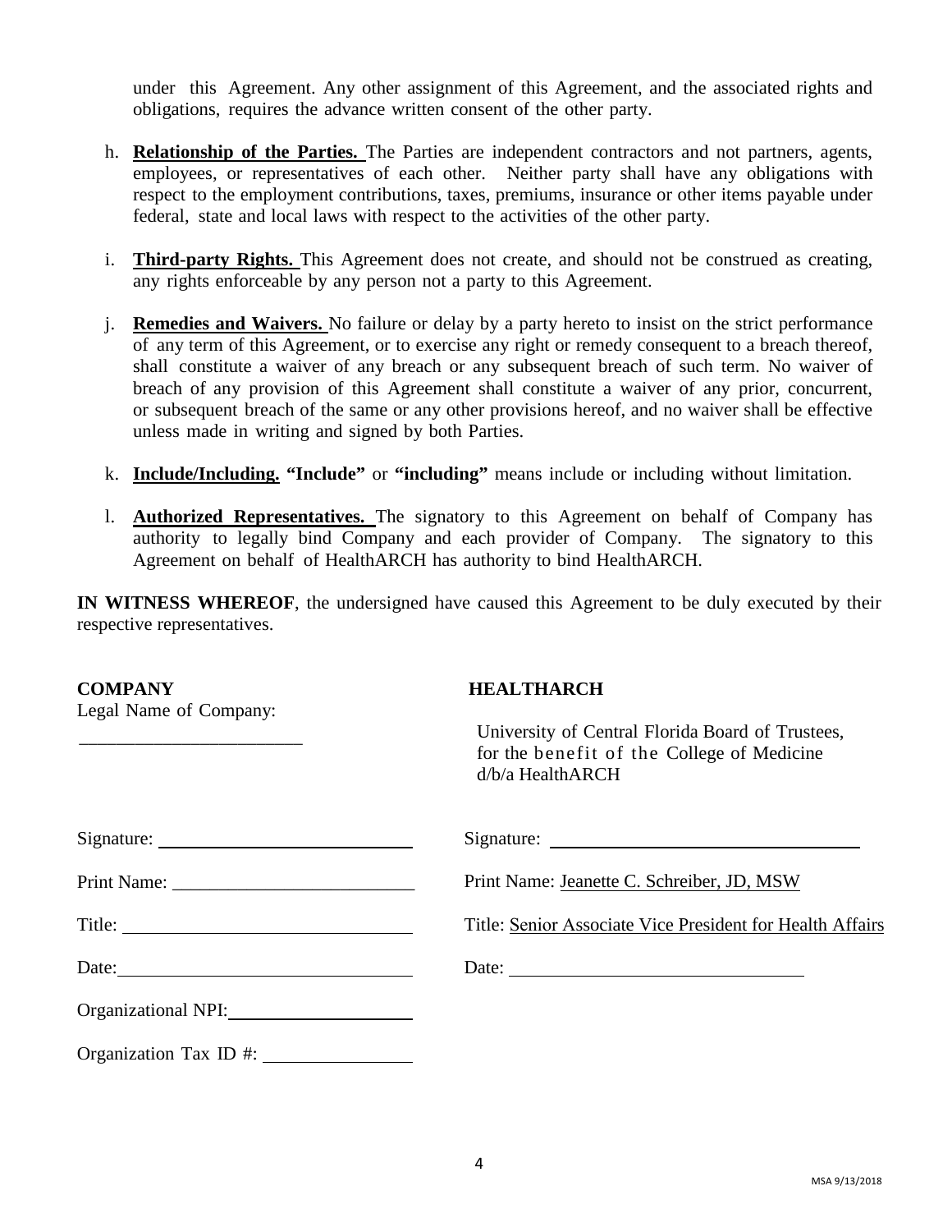under this Agreement. Any other assignment of this Agreement, and the associated rights and obligations, requires the advance written consent of the other party.

h. **Relationship of the Parties.** The Parties are independent contractors and not partners, agents, employees, or representatives of each other. Neither party shall have any obligations with respect to the employment contributions, taxes, premiums, insurance or other items payable under federal, state and local laws with respect to the activities of the other party.

i. **Third-party Rights.** This Agreement does not create, and should not be construed as creating, any rights enforceable by any person not a party to this Agreement.

j. **Remedies and Waivers.** No failure or delay by a party hereto to insist on the strict performance of any term of this Agreement, or to exercise any right or remedy consequent to a breach thereof, shall constitute a waiver of any breach or any subsequent breach of such term. No waiver of breach of any provision of this Agreement shall constitute a waiver of any prior, concurrent, or subsequent breach of the same or any other provisions hereof, and no waiver shall be effective unless made in writing and signed by both Parties.

k. **Include/Including.** **"Include"** or **"including"** means include or including without limitation.

l. **Authorized Representatives.** The signatory to this Agreement on behalf of Company has authority to legally bind Company and each provider of Company. The signatory to this Agreement on behalf of HealthARCH has authority to bind HealthARCH.

**IN WITNESS WHEREOF**, the undersigned have caused this Agreement to be duly executed by their respective representatives.

**COMPANY**

Legal Name of Company:

________________________

Signature: ____________________________

Print Name: ____________________________

Title: ____________________________

Date: ____________________________

Organizational NPI: ____________________

Organization Tax ID #: ________________

**HEALTHARCH**

University of Central Florida Board of Trustees, for the benefit of the College of Medicine d/b/a HealthARCH

Signature: ____________________________

Print Name: Jeanette C. Schreiber, JD, MSW

Title: Senior Associate Vice President for Health Affairs

Date: ____________________________

MSA 9/13/2018